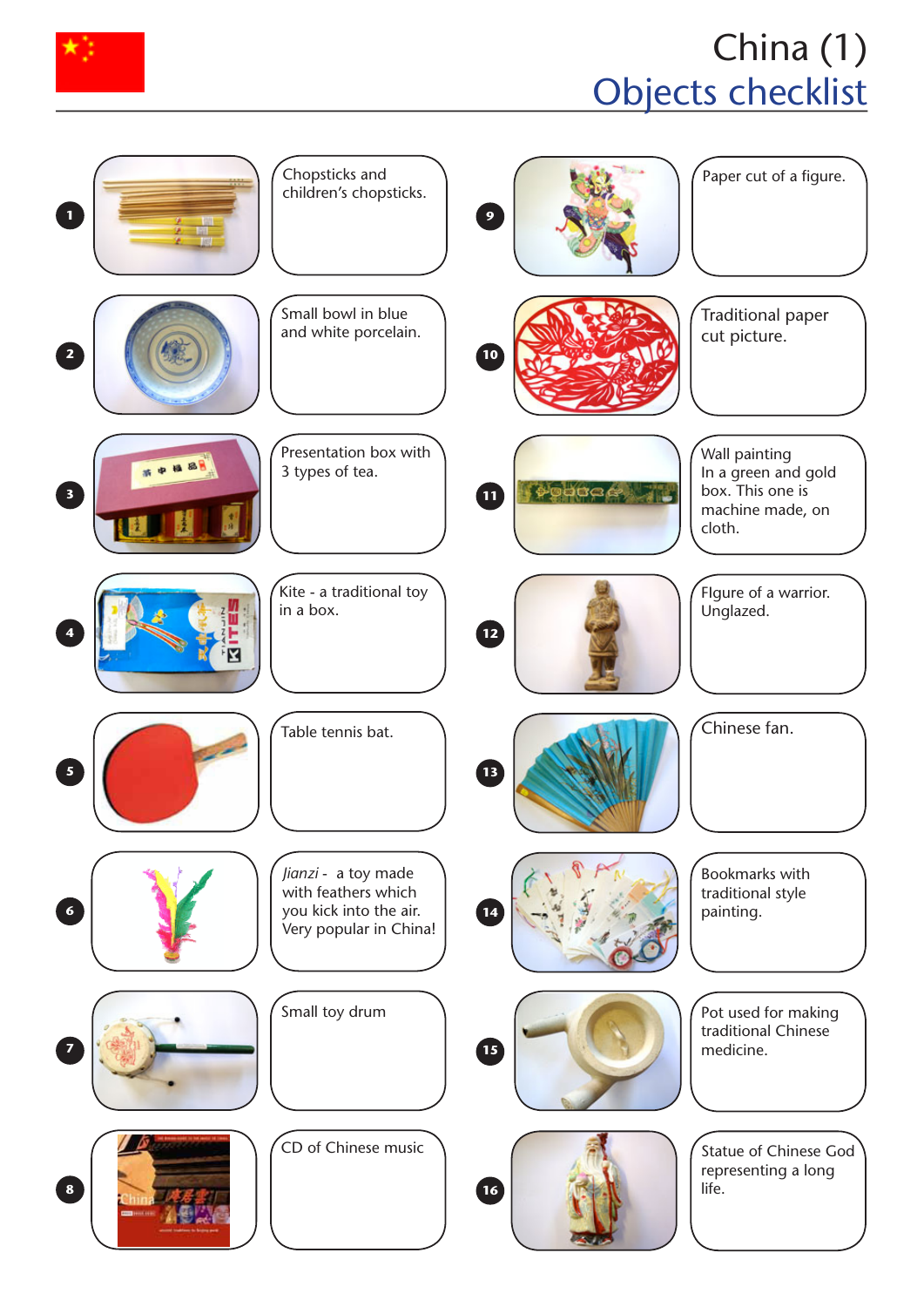# China (1)

## Objects checklist

1. Chopsticks and children's chopsticks.
2. Small bowl in blue and white porcelain.
3. Presentation box with 3 types of tea.
4. Kite - a traditional toy in a box.
5. Table tennis bat.
6. *Jianzi* - a toy made with feathers which you kick into the air. Very popular in China!
7. Small toy drum
8. CD of Chinese music
9. Paper cut of a figure.
10. Traditional paper cut picture.
11. Wall painting In a green and gold box. This one is machine made, on cloth.
12. FIgure of a warrior. Unglazed.
13. Chinese fan.
14. Bookmarks with traditional style painting.
15. Pot used for making traditional Chinese medicine.
16. Statue of Chinese God representing a long life.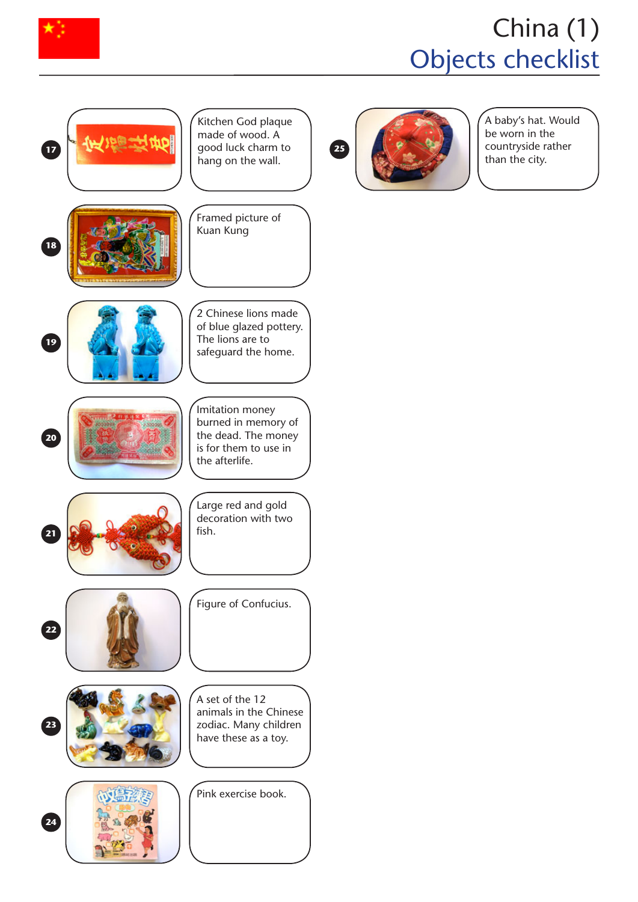# China (1)
## Objects checklist

17. Kitchen God plaque made of wood. A good luck charm to hang on the wall.

18. Framed picture of Kuan Kung

19. 2 Chinese lions made of blue glazed pottery. The lions are to safeguard the home.

20. Imitation money burned in memory of the dead. The money is for them to use in the afterlife.

21. Large red and gold decoration with two fish.

22. Figure of Confucius.

23. A set of the 12 animals in the Chinese zodiac. Many children have these as a toy.

24. Pink exercise book.

25. A baby's hat. Would be worn in the countryside rather than the city.